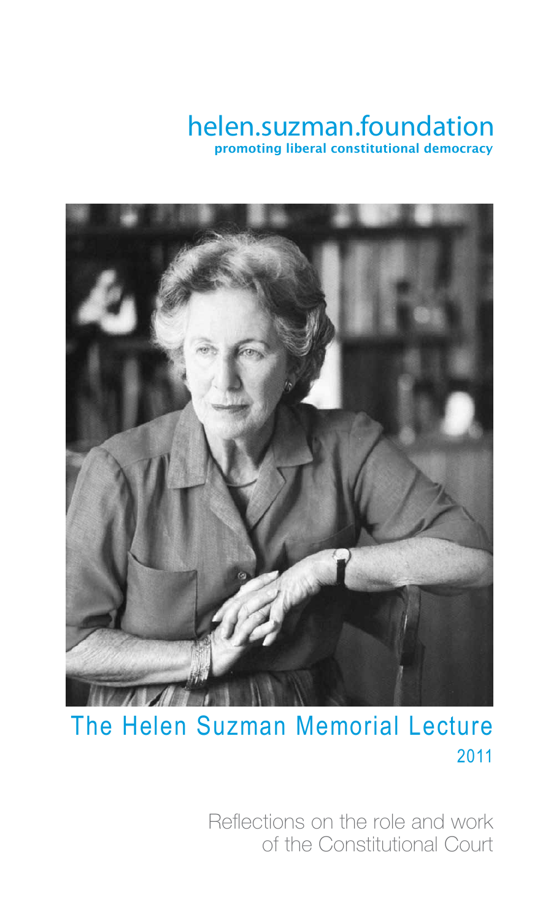helen.suzman.foundation

**promoting liberal constitutional democracy**

# The Helen Suzman Memorial Lecture

2011

Reflections on the role and work of the Constitutional Court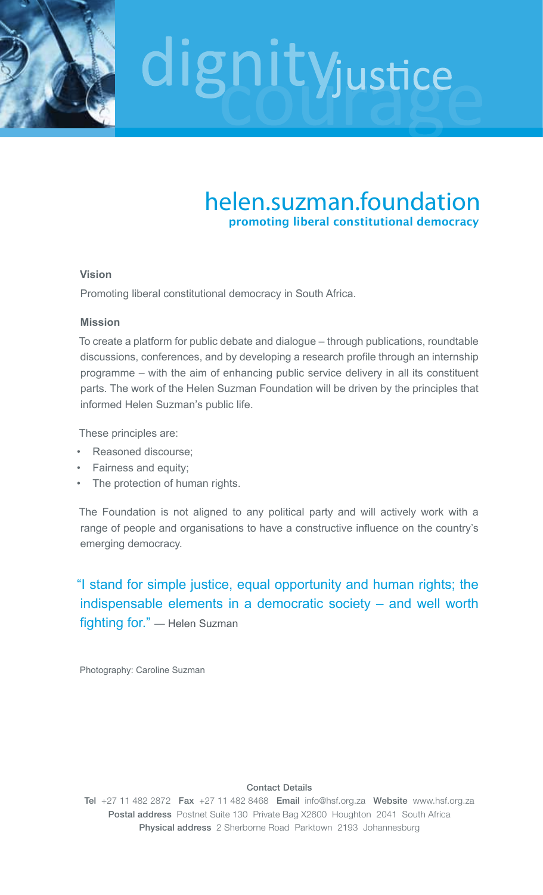dignity justice courage

# helen.suzman.foundation

**promoting liberal constitutional democracy**

### Vision

Promoting liberal constitutional democracy in South Africa.

### Mission

To create a platform for public debate and dialogue – through publications, roundtable discussions, conferences, and by developing a research profile through an internship programme – with the aim of enhancing public service delivery in all its constituent parts. The work of the Helen Suzman Foundation will be driven by the principles that informed Helen Suzman's public life.

These principles are:

- Reasoned discourse;
- Fairness and equity;
- The protection of human rights.

The Foundation is not aligned to any political party and will actively work with a range of people and organisations to have a constructive influence on the country's emerging democracy.

"I stand for simple justice, equal opportunity and human rights; the indispensable elements in a democratic society – and well worth fighting for." — Helen Suzman

Photography: Caroline Suzman

**Contact Details**

**Tel** +27 11 482 2872 **Fax** +27 11 482 8468 **Email** info@hsf.org.za **Website** www.hsf.org.za
**Postal address** Postnet Suite 130 Private Bag X2600 Houghton 2041 South Africa
**Physical address** 2 Sherborne Road Parktown 2193 Johannesburg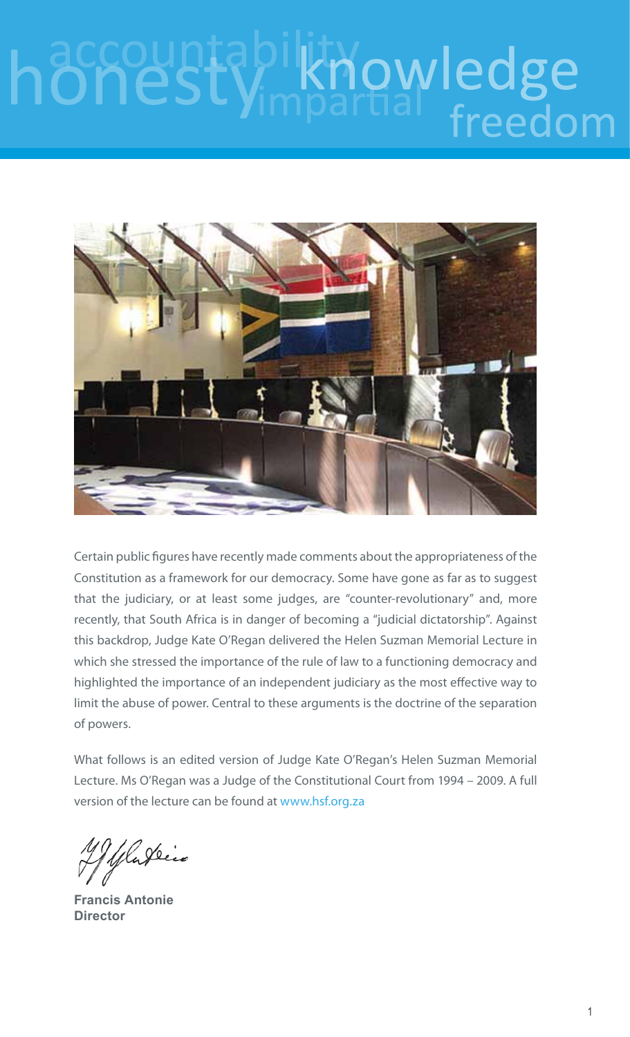Certain public figures have recently made comments about the appropriateness of the Constitution as a framework for our democracy. Some have gone as far as to suggest that the judiciary, or at least some judges, are "counter-revolutionary" and, more recently, that South Africa is in danger of becoming a "judicial dictatorship". Against this backdrop, Judge Kate O'Regan delivered the Helen Suzman Memorial Lecture in which she stressed the importance of the rule of law to a functioning democracy and highlighted the importance of an independent judiciary as the most effective way to limit the abuse of power. Central to these arguments is the doctrine of the separation of powers.

What follows is an edited version of Judge Kate O'Regan's Helen Suzman Memorial Lecture. Ms O'Regan was a Judge of the Constitutional Court from 1994 – 2009. A full version of the lecture can be found at www.hsf.org.za

**Francis Antonie**
**Director**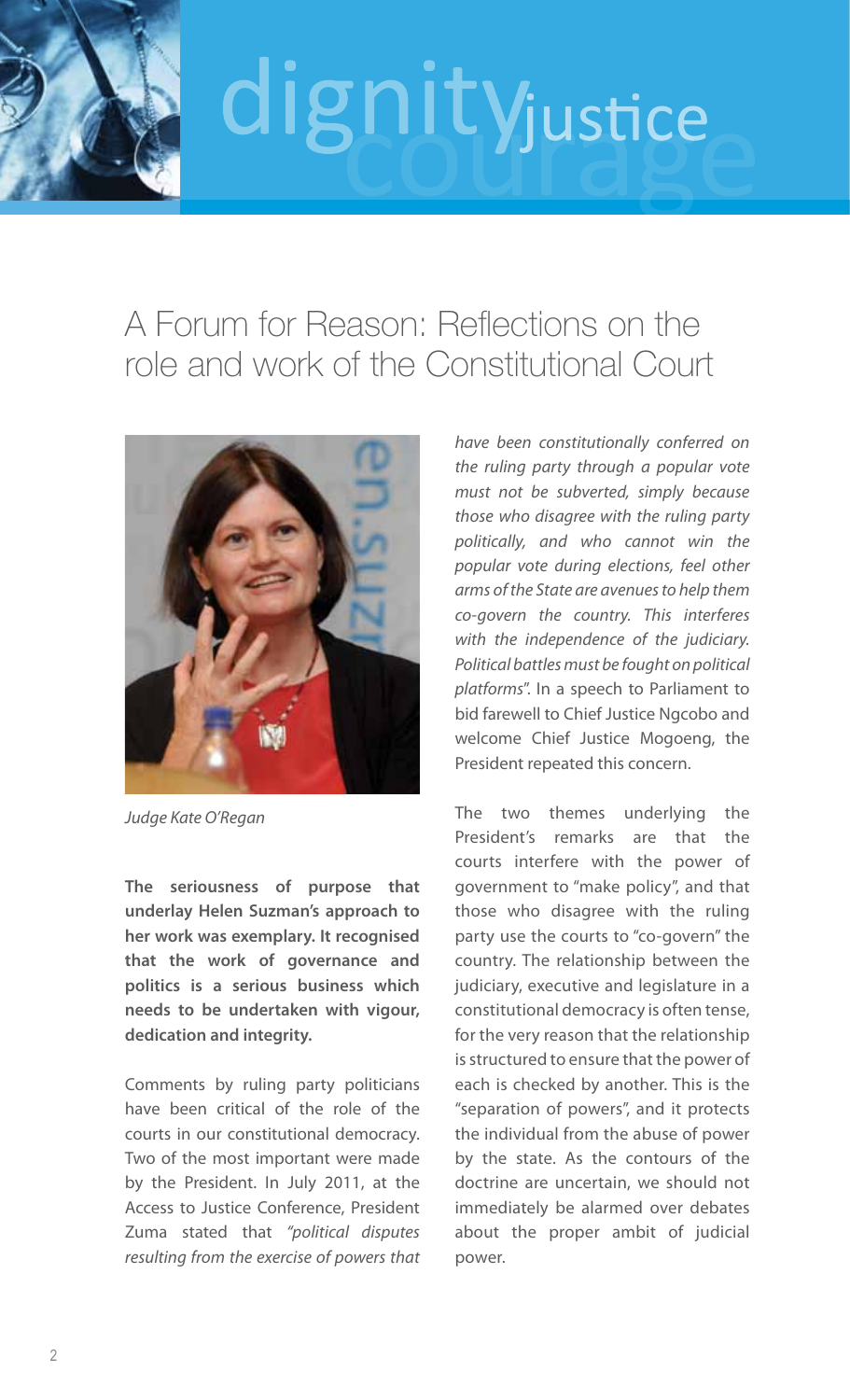# A Forum for Reason: Reflections on the role and work of the Constitutional Court

*Judge Kate O'Regan*

**The seriousness of purpose that underlay Helen Suzman's approach to her work was exemplary. It recognised that the work of governance and politics is a serious business which needs to be undertaken with vigour, dedication and integrity.**

Comments by ruling party politicians have been critical of the role of the courts in our constitutional democracy. Two of the most important were made by the President. In July 2011, at the Access to Justice Conference, President Zuma stated that *"political disputes resulting from the exercise of powers that have been constitutionally conferred on the ruling party through a popular vote must not be subverted, simply because those who disagree with the ruling party politically, and who cannot win the popular vote during elections, feel other arms of the State are avenues to help them co-govern the country. This interferes with the independence of the judiciary. Political battles must be fought on political platforms"*. In a speech to Parliament to bid farewell to Chief Justice Ngcobo and welcome Chief Justice Mogoeng, the President repeated this concern.

The two themes underlying the President's remarks are that the courts interfere with the power of government to "make policy", and that those who disagree with the ruling party use the courts to "co-govern" the country. The relationship between the judiciary, executive and legislature in a constitutional democracy is often tense, for the very reason that the relationship is structured to ensure that the power of each is checked by another. This is the "separation of powers", and it protects the individual from the abuse of power by the state. As the contours of the doctrine are uncertain, we should not immediately be alarmed over debates about the proper ambit of judicial power.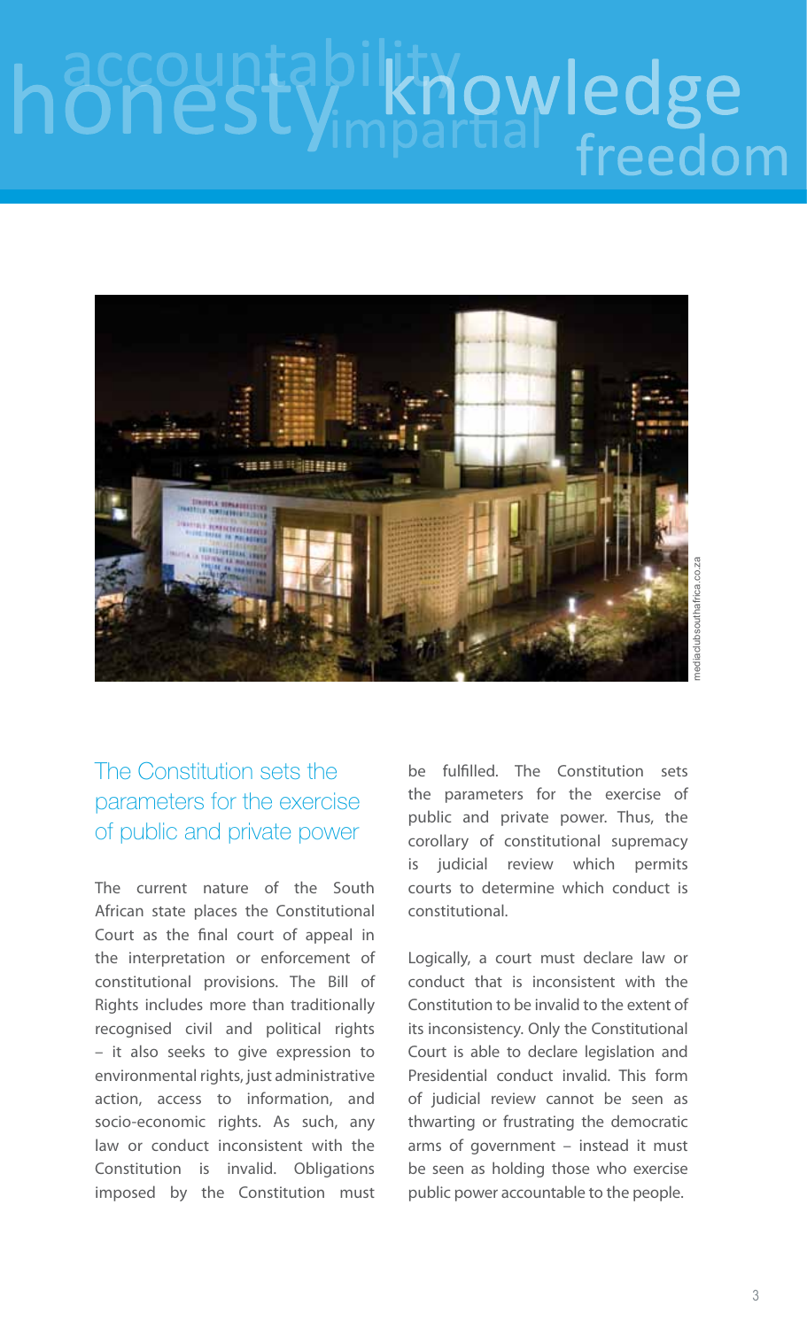## The Constitution sets the parameters for the exercise of public and private power

The current nature of the South African state places the Constitutional Court as the final court of appeal in the interpretation or enforcement of constitutional provisions. The Bill of Rights includes more than traditionally recognised civil and political rights – it also seeks to give expression to environmental rights, just administrative action, access to information, and socio-economic rights. As such, any law or conduct inconsistent with the Constitution is invalid. Obligations imposed by the Constitution must be fulfilled. The Constitution sets the parameters for the exercise of public and private power. Thus, the corollary of constitutional supremacy is judicial review which permits courts to determine which conduct is constitutional.

Logically, a court must declare law or conduct that is inconsistent with the Constitution to be invalid to the extent of its inconsistency. Only the Constitutional Court is able to declare legislation and Presidential conduct invalid. This form of judicial review cannot be seen as thwarting or frustrating the democratic arms of government – instead it must be seen as holding those who exercise public power accountable to the people.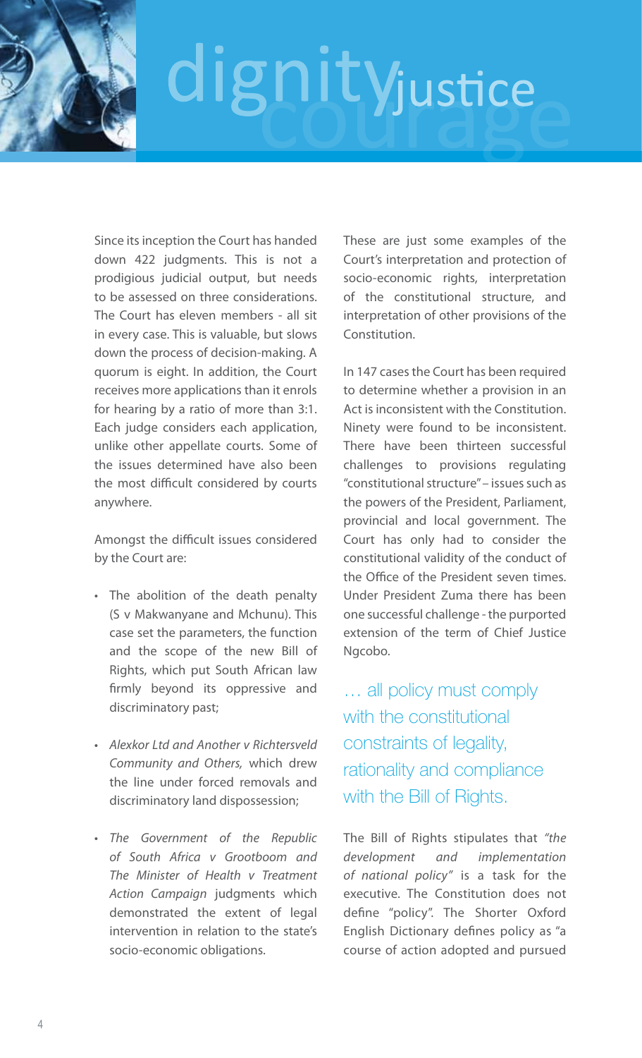Since its inception the Court has handed down 422 judgments. This is not a prodigious judicial output, but needs to be assessed on three considerations. The Court has eleven members - all sit in every case. This is valuable, but slows down the process of decision-making. A quorum is eight. In addition, the Court receives more applications than it enrols for hearing by a ratio of more than 3:1. Each judge considers each application, unlike other appellate courts. Some of the issues determined have also been the most difficult considered by courts anywhere.

Amongst the difficult issues considered by the Court are:

- The abolition of the death penalty (S v Makwanyane and Mchunu). This case set the parameters, the function and the scope of the new Bill of Rights, which put South African law firmly beyond its oppressive and discriminatory past;
- *Alexkor Ltd and Another v Richtersveld Community and Others,* which drew the line under forced removals and discriminatory land dispossession;
- *The Government of the Republic of South Africa v Grootboom and The Minister of Health v Treatment Action Campaign* judgments which demonstrated the extent of legal intervention in relation to the state's socio-economic obligations.

These are just some examples of the Court's interpretation and protection of socio-economic rights, interpretation of the constitutional structure, and interpretation of other provisions of the Constitution.

In 147 cases the Court has been required to determine whether a provision in an Act is inconsistent with the Constitution. Ninety were found to be inconsistent. There have been thirteen successful challenges to provisions regulating "constitutional structure" – issues such as the powers of the President, Parliament, provincial and local government. The Court has only had to consider the constitutional validity of the conduct of the Office of the President seven times. Under President Zuma there has been one successful challenge - the purported extension of the term of Chief Justice Ngcobo.

> … all policy must comply with the constitutional constraints of legality, rationality and compliance with the Bill of Rights.

The Bill of Rights stipulates that *"the development and implementation of national policy"* is a task for the executive. The Constitution does not define "policy". The Shorter Oxford English Dictionary defines policy as "a course of action adopted and pursued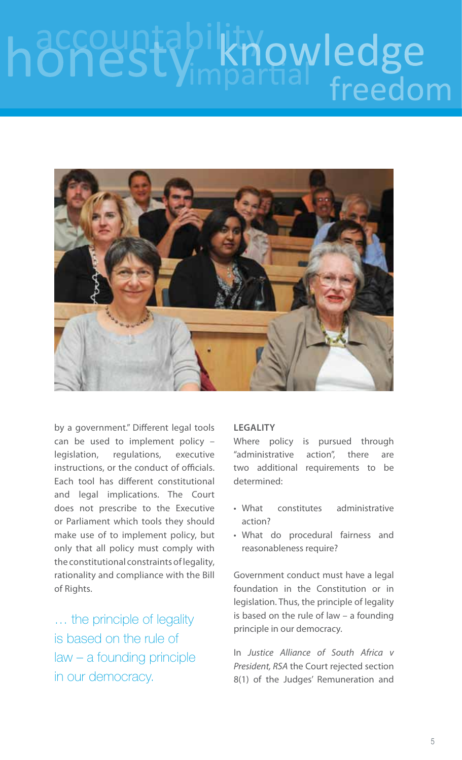by a government." Different legal tools can be used to implement policy – legislation, regulations, executive instructions, or the conduct of officials. Each tool has different constitutional and legal implications. The Court does not prescribe to the Executive or Parliament which tools they should make use of to implement policy, but only that all policy must comply with the constitutional constraints of legality, rationality and compliance with the Bill of Rights.

> … the principle of legality is based on the rule of law – a founding principle in our democracy.

### LEGALITY

Where policy is pursued through "administrative action", there are two additional requirements to be determined:

- What constitutes administrative action?
- What do procedural fairness and reasonableness require?

Government conduct must have a legal foundation in the Constitution or in legislation. Thus, the principle of legality is based on the rule of law – a founding principle in our democracy.

In *Justice Alliance of South Africa v President, RSA* the Court rejected section 8(1) of the Judges' Remuneration and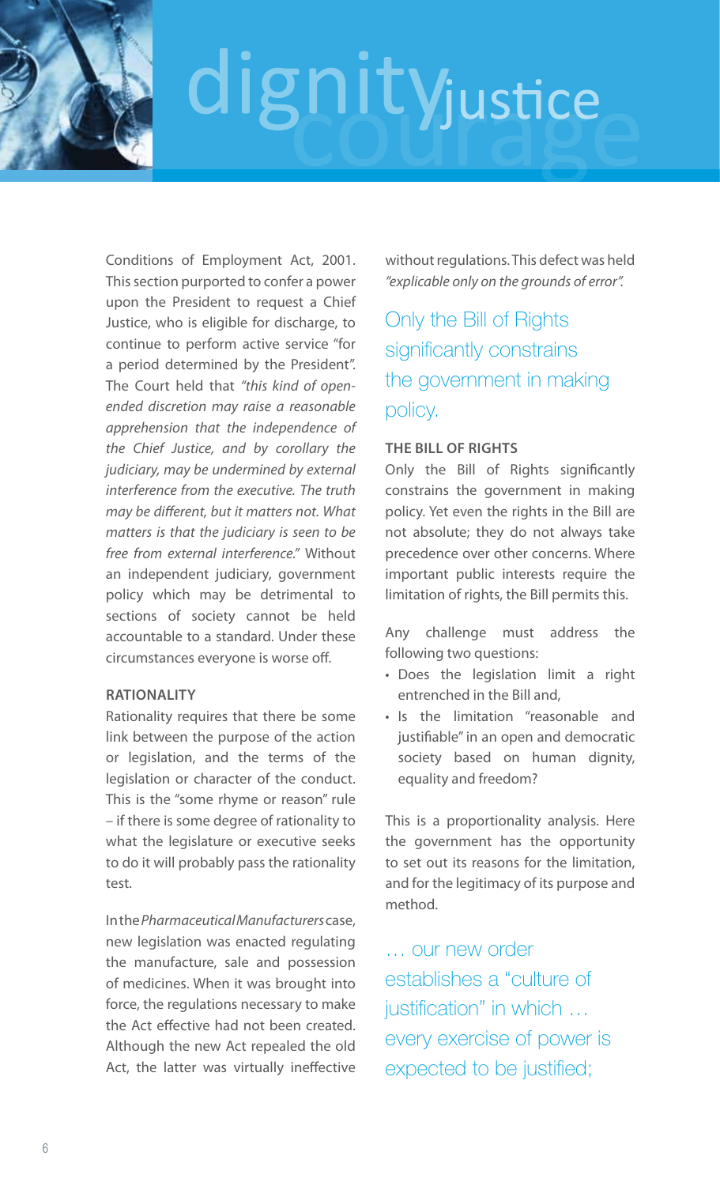Conditions of Employment Act, 2001. This section purported to confer a power upon the President to request a Chief Justice, who is eligible for discharge, to continue to perform active service "for a period determined by the President". The Court held that *"this kind of open-ended discretion may raise a reasonable apprehension that the independence of the Chief Justice, and by corollary the judiciary, may be undermined by external interference from the executive. The truth may be different, but it matters not. What matters is that the judiciary is seen to be free from external interference."* Without an independent judiciary, government policy which may be detrimental to sections of society cannot be held accountable to a standard. Under these circumstances everyone is worse off.

### RATIONALITY

Rationality requires that there be some link between the purpose of the action or legislation, and the terms of the legislation or character of the conduct. This is the "some rhyme or reason" rule – if there is some degree of rationality to what the legislature or executive seeks to do it will probably pass the rationality test.

In the *Pharmaceutical Manufacturers* case, new legislation was enacted regulating the manufacture, sale and possession of medicines. When it was brought into force, the regulations necessary to make the Act effective had not been created. Although the new Act repealed the old Act, the latter was virtually ineffective without regulations. This defect was held *"explicable only on the grounds of error".*

> Only the Bill of Rights significantly constrains the government in making policy.

### THE BILL OF RIGHTS

Only the Bill of Rights significantly constrains the government in making policy. Yet even the rights in the Bill are not absolute; they do not always take precedence over other concerns. Where important public interests require the limitation of rights, the Bill permits this.

Any challenge must address the following two questions:

- Does the legislation limit a right entrenched in the Bill and,
- Is the limitation "reasonable and justifiable" in an open and democratic society based on human dignity, equality and freedom?

This is a proportionality analysis. Here the government has the opportunity to set out its reasons for the limitation, and for the legitimacy of its purpose and method.

> … our new order establishes a "culture of justification" in which … every exercise of power is expected to be justified;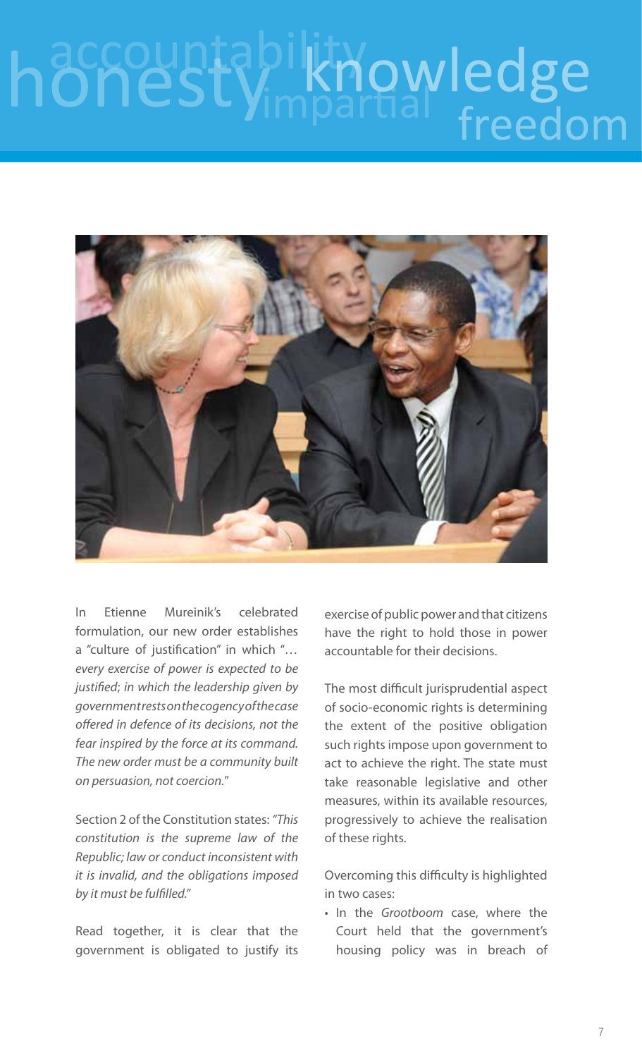In Etienne Mureinik's celebrated formulation, our new order establishes a "culture of justification" in which "… *every exercise of power is expected to be justified; in which the leadership given by government rests on the cogency of the case offered in defence of its decisions, not the fear inspired by the force at its command. The new order must be a community built on persuasion, not coercion.*"

Section 2 of the Constitution states: *"This constitution is the supreme law of the Republic; law or conduct inconsistent with it is invalid, and the obligations imposed by it must be fulfilled."*

Read together, it is clear that the government is obligated to justify its exercise of public power and that citizens have the right to hold those in power accountable for their decisions.

The most difficult jurisprudential aspect of socio-economic rights is determining the extent of the positive obligation such rights impose upon government to act to achieve the right. The state must take reasonable legislative and other measures, within its available resources, progressively to achieve the realisation of these rights.

Overcoming this difficulty is highlighted in two cases:

- In the *Grootboom* case, where the Court held that the government's housing policy was in breach of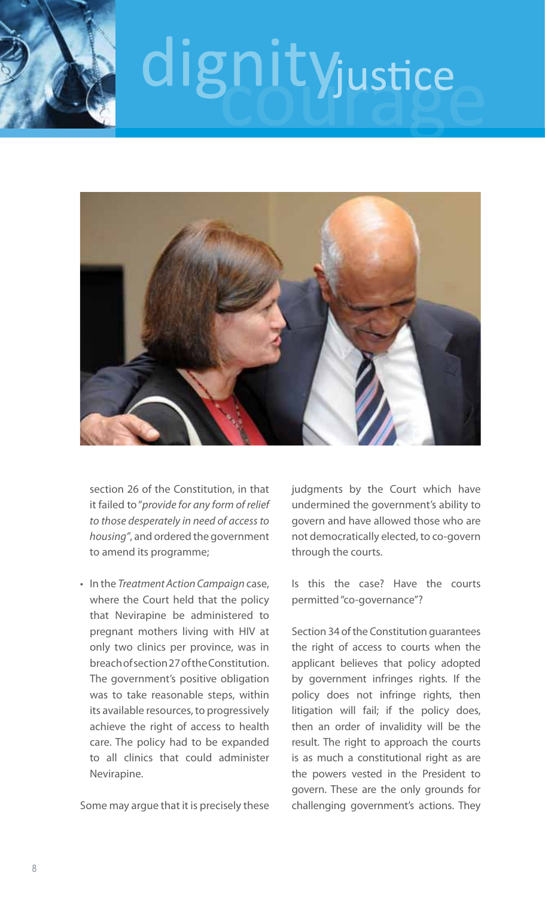section 26 of the Constitution, in that it failed to "*provide for any form of relief to those desperately in need of access to housing*", and ordered the government to amend its programme;

- In the *Treatment Action Campaign* case, where the Court held that the policy that Nevirapine be administered to pregnant mothers living with HIV at only two clinics per province, was in breach of section 27 of the Constitution. The government's positive obligation was to take reasonable steps, within its available resources, to progressively achieve the right of access to health care. The policy had to be expanded to all clinics that could administer Nevirapine.

Some may argue that it is precisely these judgments by the Court which have undermined the government's ability to govern and have allowed those who are not democratically elected, to co-govern through the courts.

Is this the case? Have the courts permitted "co-governance"?

Section 34 of the Constitution guarantees the right of access to courts when the applicant believes that policy adopted by government infringes rights. If the policy does not infringe rights, then litigation will fail; if the policy does, then an order of invalidity will be the result. The right to approach the courts is as much a constitutional right as are the powers vested in the President to govern. These are the only grounds for challenging government's actions. They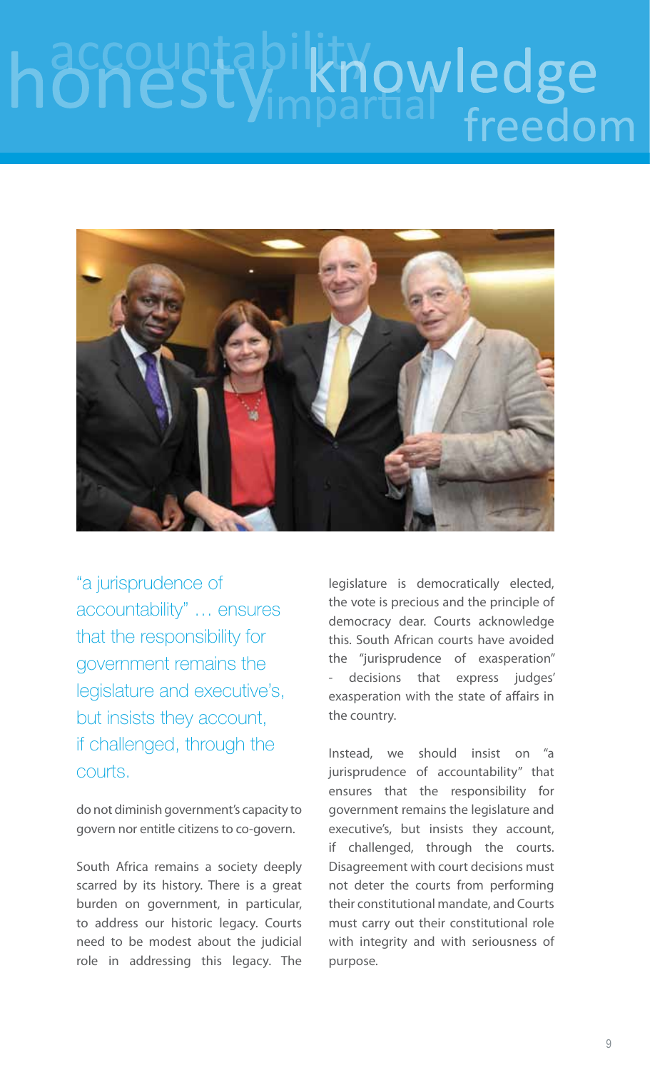honesty accountability impartial knowledge freedom

"a jurisprudence of accountability" … ensures that the responsibility for government remains the legislature and executive's, but insists they account, if challenged, through the courts.

do not diminish government's capacity to govern nor entitle citizens to co-govern.

South Africa remains a society deeply scarred by its history. There is a great burden on government, in particular, to address our historic legacy. Courts need to be modest about the judicial role in addressing this legacy. The legislature is democratically elected, the vote is precious and the principle of democracy dear. Courts acknowledge this. South African courts have avoided the "jurisprudence of exasperation" - decisions that express judges' exasperation with the state of affairs in the country.

Instead, we should insist on "a jurisprudence of accountability" that ensures that the responsibility for government remains the legislature and executive's, but insists they account, if challenged, through the courts. Disagreement with court decisions must not deter the courts from performing their constitutional mandate, and Courts must carry out their constitutional role with integrity and with seriousness of purpose.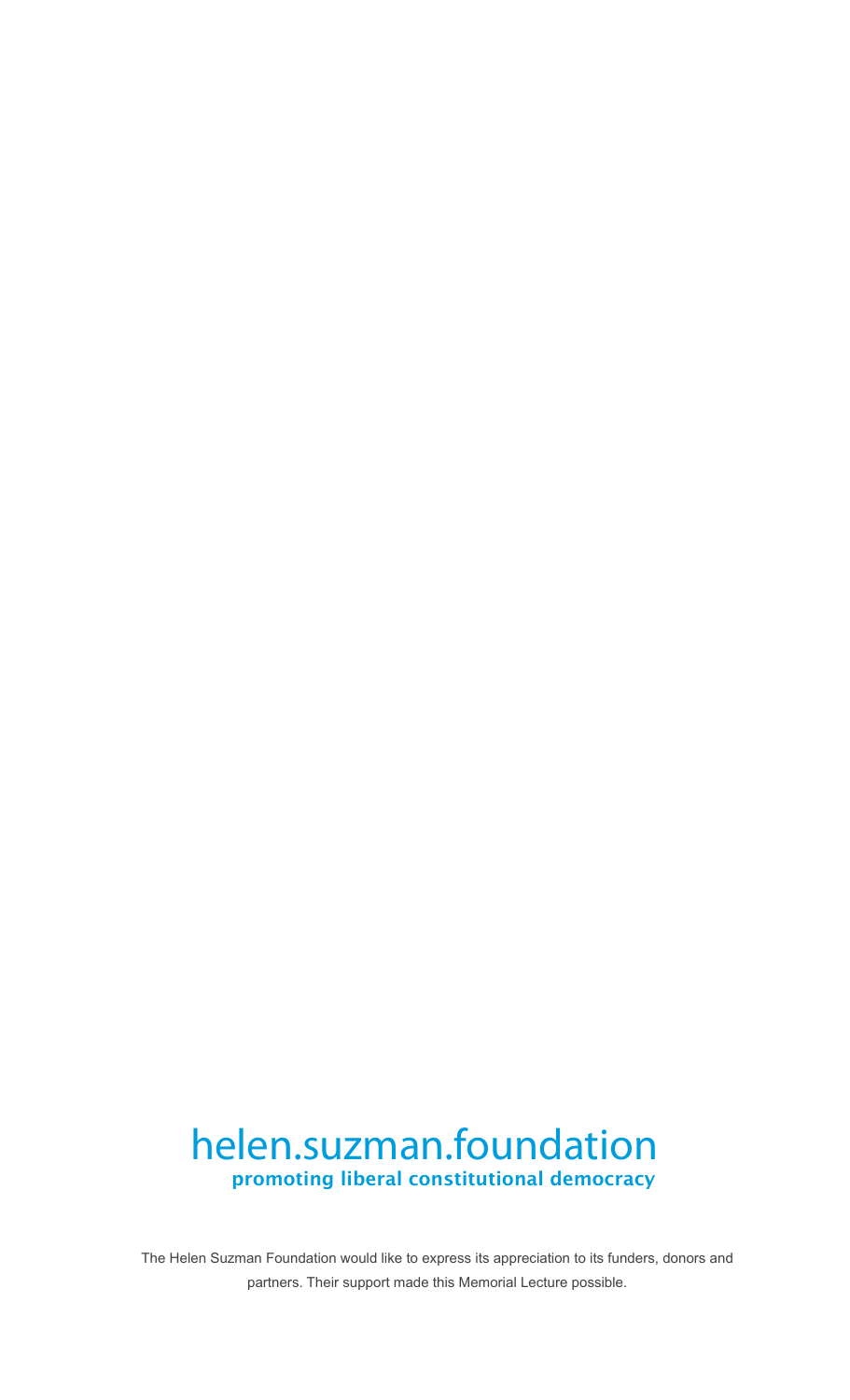helen.suzman.foundation

**promoting liberal constitutional democracy**

The Helen Suzman Foundation would like to express its appreciation to its funders, donors and partners. Their support made this Memorial Lecture possible.